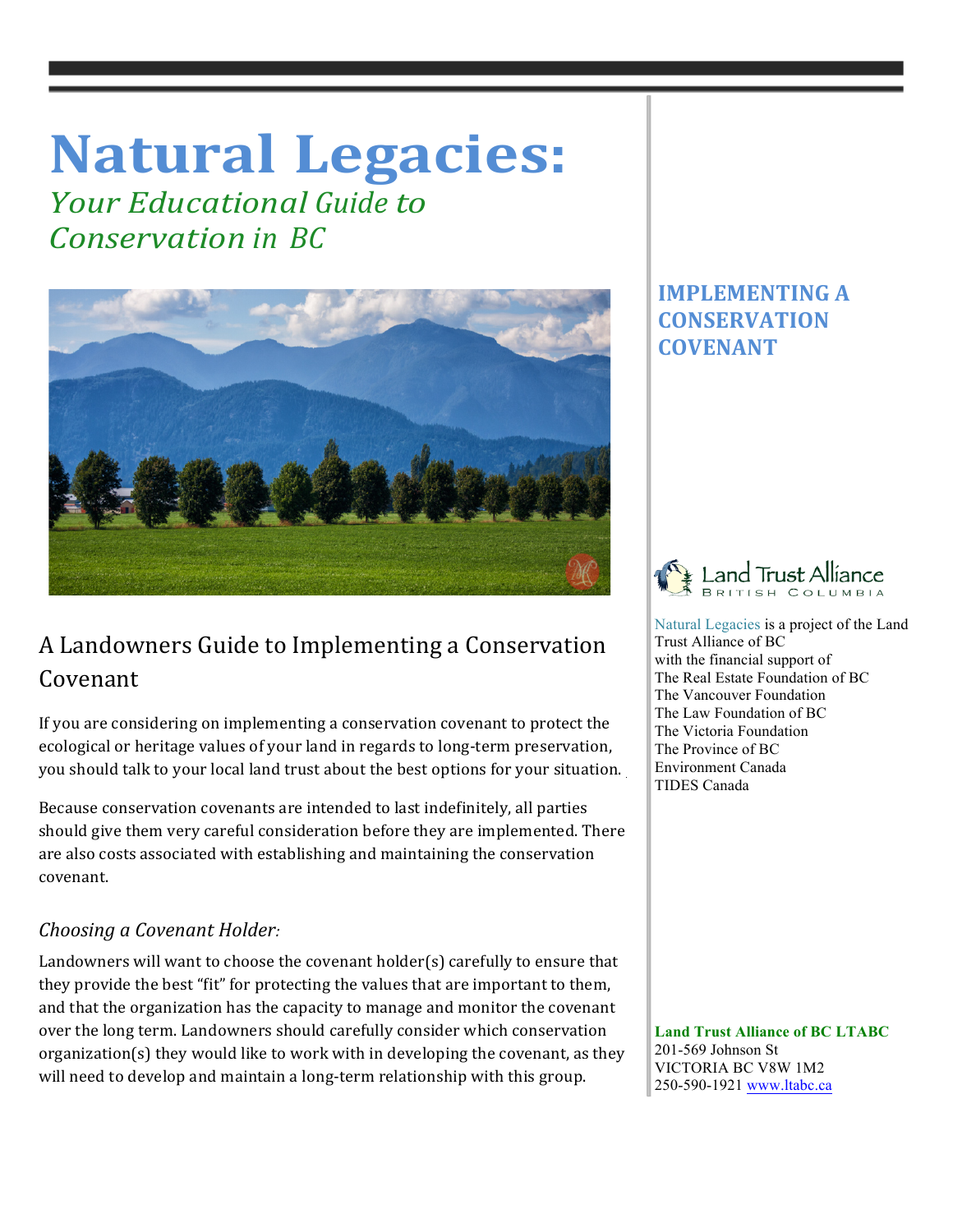# Natural Legacies:

*Your Educational Guide to Conservation in BC*

## IMPLEMENTING A CONSERVATION COVENANT

## A Landowners Guide to Implementing a Conservation Covenant

If you are considering on implementing a conservation covenant to protect the ecological or heritage values of your land in regards to long-term preservation, you should talk to your local land trust about the best options for your situation.

Because conservation covenants are intended to last indefinitely, all parties should give them very careful consideration before they are implemented. There are also costs associated with establishing and maintaining the conservation covenant.

### *Choosing a Covenant Holder:*

Landowners will want to choose the covenant holder(s) carefully to ensure that they provide the best "fit" for protecting the values that are important to them, and that the organization has the capacity to manage and monitor the covenant over the long term. Landowners should carefully consider which conservation organization(s) they would like to work with in developing the covenant, as they will need to develop and maintain a long-term relationship with this group.

Land Trust Alliance British Columbia

Natural Legacies is a project of the Land Trust Alliance of BC with the financial support of
The Real Estate Foundation of BC
The Vancouver Foundation
The Law Foundation of BC
The Victoria Foundation
The Province of BC
Environment Canada
TIDES Canada

**Land Trust Alliance of BC LTABC**
201-569 Johnson St
VICTORIA BC V8W 1M2
250-590-1921 www.ltabc.ca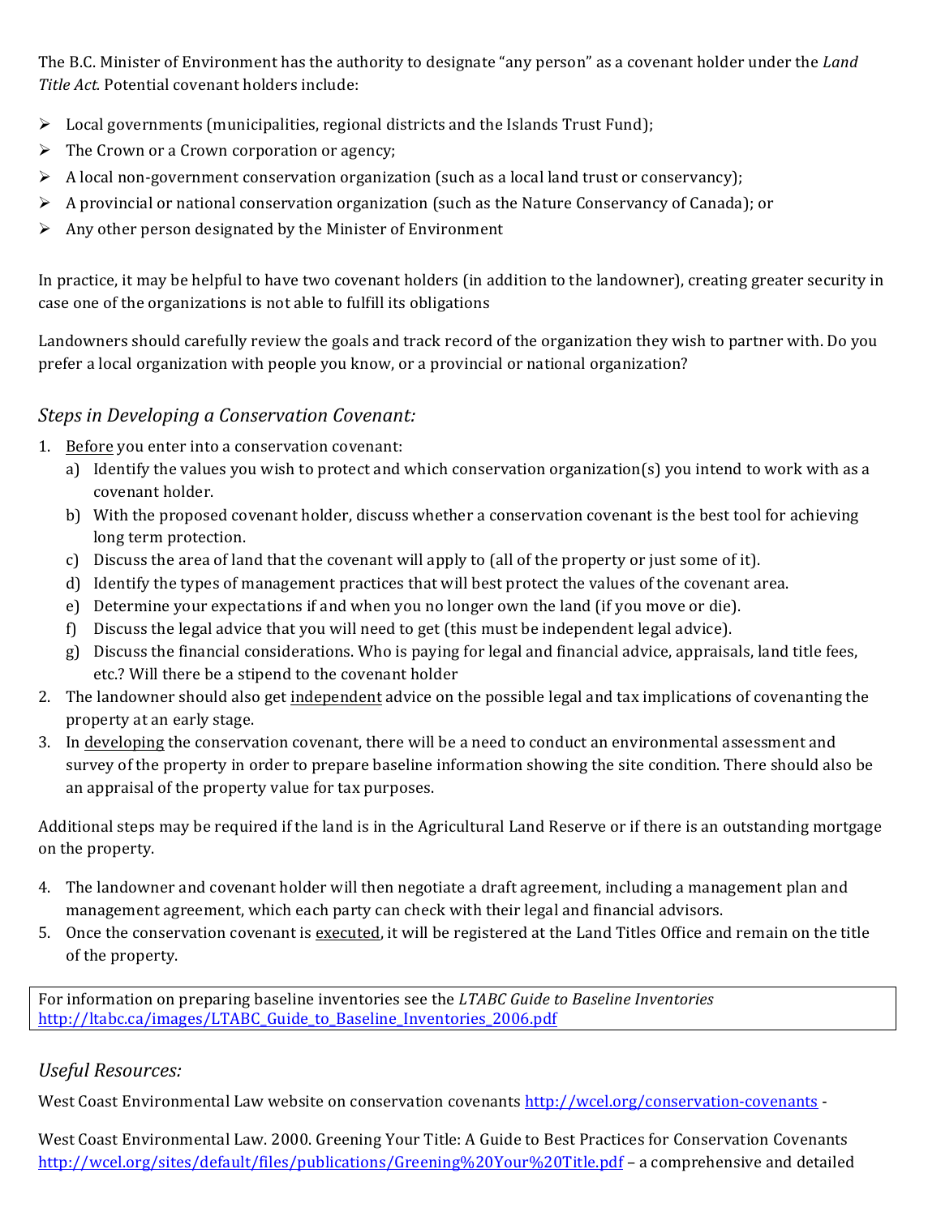The B.C. Minister of Environment has the authority to designate "any person" as a covenant holder under the *Land Title Act.* Potential covenant holders include:

- Local governments (municipalities, regional districts and the Islands Trust Fund);
- The Crown or a Crown corporation or agency;
- A local non-government conservation organization (such as a local land trust or conservancy);
- A provincial or national conservation organization (such as the Nature Conservancy of Canada); or
- Any other person designated by the Minister of Environment

In practice, it may be helpful to have two covenant holders (in addition to the landowner), creating greater security in case one of the organizations is not able to fulfill its obligations

Landowners should carefully review the goals and track record of the organization they wish to partner with. Do you prefer a local organization with people you know, or a provincial or national organization?

## *Steps in Developing a Conservation Covenant:*

1. Before you enter into a conservation covenant:
   a) Identify the values you wish to protect and which conservation organization(s) you intend to work with as a covenant holder.
   b) With the proposed covenant holder, discuss whether a conservation covenant is the best tool for achieving long term protection.
   c) Discuss the area of land that the covenant will apply to (all of the property or just some of it).
   d) Identify the types of management practices that will best protect the values of the covenant area.
   e) Determine your expectations if and when you no longer own the land (if you move or die).
   f) Discuss the legal advice that you will need to get (this must be independent legal advice).
   g) Discuss the financial considerations. Who is paying for legal and financial advice, appraisals, land title fees, etc.? Will there be a stipend to the covenant holder
2. The landowner should also get independent advice on the possible legal and tax implications of covenanting the property at an early stage.
3. In developing the conservation covenant, there will be a need to conduct an environmental assessment and survey of the property in order to prepare baseline information showing the site condition. There should also be an appraisal of the property value for tax purposes.

Additional steps may be required if the land is in the Agricultural Land Reserve or if there is an outstanding mortgage on the property.

4. The landowner and covenant holder will then negotiate a draft agreement, including a management plan and management agreement, which each party can check with their legal and financial advisors.
5. Once the conservation covenant is executed, it will be registered at the Land Titles Office and remain on the title of the property.

For information on preparing baseline inventories see the *LTABC Guide to Baseline Inventories* http://ltabc.ca/images/LTABC_Guide_to_Baseline_Inventories_2006.pdf

## *Useful Resources:*

West Coast Environmental Law website on conservation covenants http://wcel.org/conservation-covenants -

West Coast Environmental Law. 2000. Greening Your Title: A Guide to Best Practices for Conservation Covenants http://wcel.org/sites/default/files/publications/Greening%20Your%20Title.pdf – a comprehensive and detailed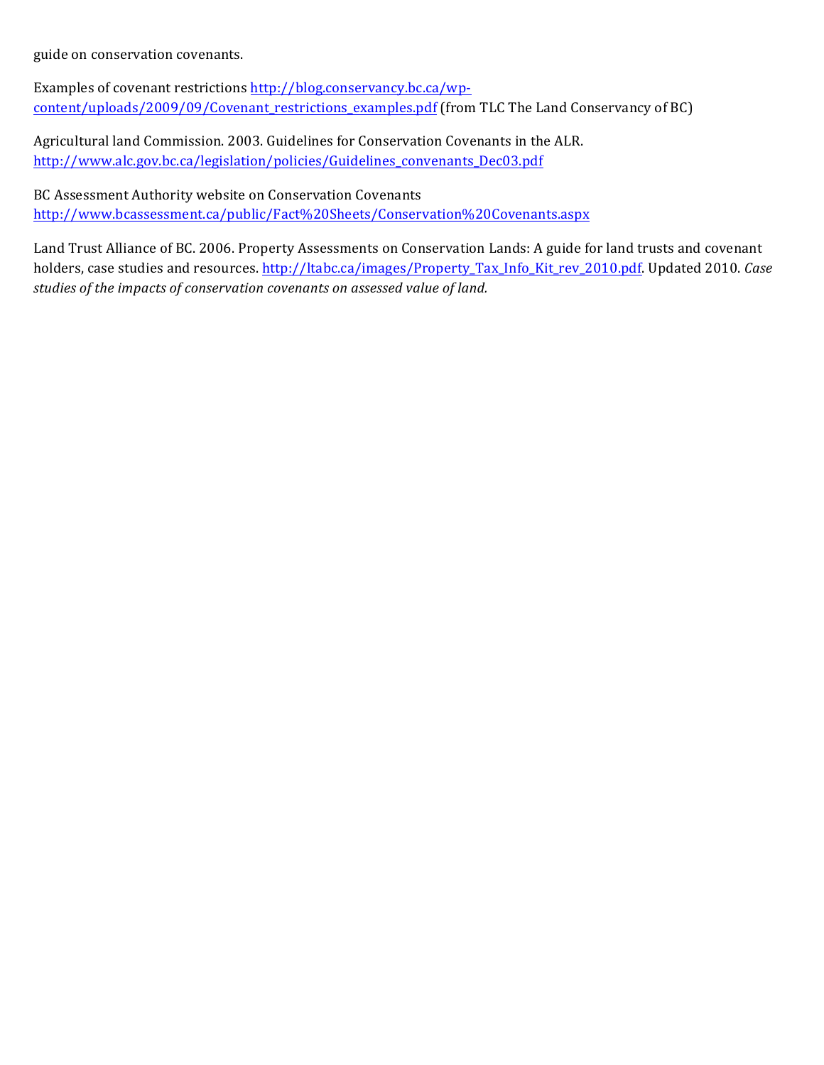guide on conservation covenants.

Examples of covenant restrictions http://blog.conservancy.bc.ca/wp-content/uploads/2009/09/Covenant_restrictions_examples.pdf (from TLC The Land Conservancy of BC)

Agricultural land Commission. 2003. Guidelines for Conservation Covenants in the ALR. http://www.alc.gov.bc.ca/legislation/policies/Guidelines_convenants_Dec03.pdf

BC Assessment Authority website on Conservation Covenants http://www.bcassessment.ca/public/Fact%20Sheets/Conservation%20Covenants.aspx

Land Trust Alliance of BC. 2006. Property Assessments on Conservation Lands: A guide for land trusts and covenant holders, case studies and resources. http://ltabc.ca/images/Property_Tax_Info_Kit_rev_2010.pdf. Updated 2010. *Case studies of the impacts of conservation covenants on assessed value of land.*